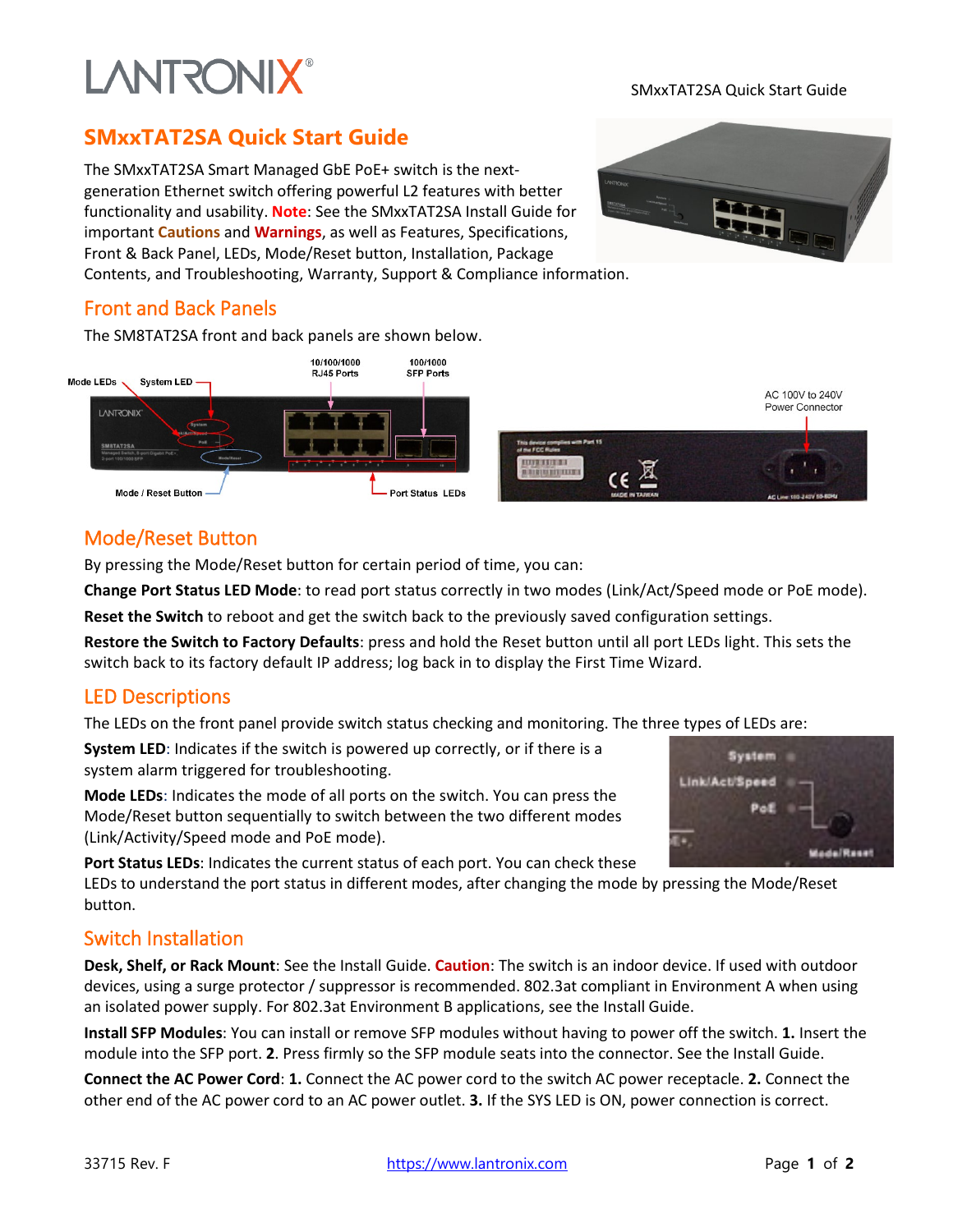# SMxxTAT2SA Quick Start Guide

The SMxxTAT2SA Smart Managed GbE PoE+ switch is the next-generation Ethernet switch offering powerful L2 features with better functionality and usability. **Note**: See the SMxxTAT2SA Install Guide for important **Cautions** and **Warnings**, as well as Features, Specifications, Front & Back Panel, LEDs, Mode/Reset button, Installation, Package Contents, and Troubleshooting, Warranty, Support & Compliance information.

## Front and Back Panels

The SM8TAT2SA front and back panels are shown below.

## Mode/Reset Button

By pressing the Mode/Reset button for certain period of time, you can:

**Change Port Status LED Mode**: to read port status correctly in two modes (Link/Act/Speed mode or PoE mode).

**Reset the Switch** to reboot and get the switch back to the previously saved configuration settings.

**Restore the Switch to Factory Defaults**: press and hold the Reset button until all port LEDs light. This sets the switch back to its factory default IP address; log back in to display the First Time Wizard.

## LED Descriptions

The LEDs on the front panel provide switch status checking and monitoring. The three types of LEDs are:

**System LED**: Indicates if the switch is powered up correctly, or if there is a system alarm triggered for troubleshooting.

**Mode LEDs**: Indicates the mode of all ports on the switch. You can press the Mode/Reset button sequentially to switch between the two different modes (Link/Activity/Speed mode and PoE mode).

**Port Status LEDs**: Indicates the current status of each port. You can check these LEDs to understand the port status in different modes, after changing the mode by pressing the Mode/Reset button.

## Switch Installation

**Desk, Shelf, or Rack Mount**: See the Install Guide. **Caution**: The switch is an indoor device. If used with outdoor devices, using a surge protector / suppressor is recommended. 802.3at compliant in Environment A when using an isolated power supply. For 802.3at Environment B applications, see the Install Guide.

**Install SFP Modules**: You can install or remove SFP modules without having to power off the switch. **1.** Insert the module into the SFP port. **2**. Press firmly so the SFP module seats into the connector. See the Install Guide.

**Connect the AC Power Cord**: **1.** Connect the AC power cord to the switch AC power receptacle. **2.** Connect the other end of the AC power cord to an AC power outlet. **3.** If the SYS LED is ON, power connection is correct.

33715 Rev. F https://www.lantronix.com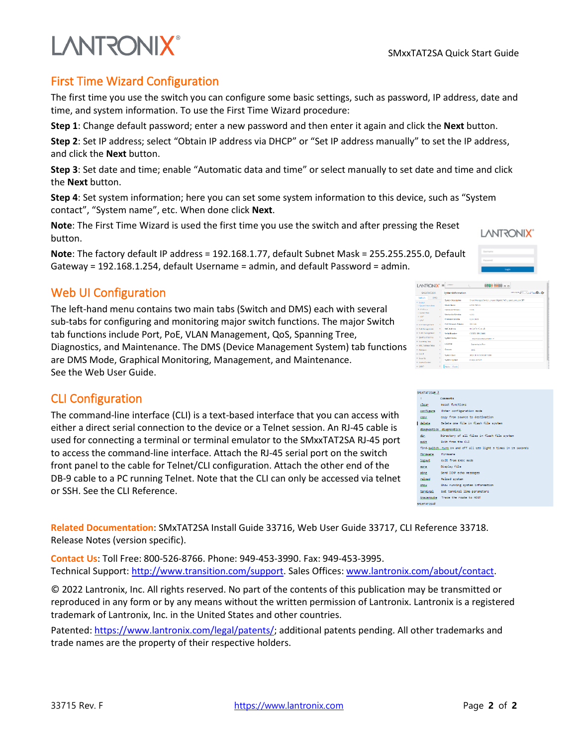## First Time Wizard Configuration

The first time you use the switch you can configure some basic settings, such as password, IP address, date and time, and system information. To use the First Time Wizard procedure:

**Step 1**: Change default password; enter a new password and then enter it again and click the **Next** button.

**Step 2**: Set IP address; select "Obtain IP address via DHCP" or "Set IP address manually" to set the IP address, and click the **Next** button.

**Step 3**: Set date and time; enable "Automatic data and time" or select manually to set date and time and click the **Next** button.

**Step 4**: Set system information; here you can set some system information to this device, such as "System contact", "System name", etc. When done click **Next**.

**Note**: The First Time Wizard is used the first time you use the switch and after pressing the Reset button.

**Note**: The factory default IP address = 192.168.1.77, default Subnet Mask = 255.255.255.0, Default Gateway = 192.168.1.254, default Username = admin, and default Password = admin.

## Web UI Configuration

The left-hand menu contains two main tabs (Switch and DMS) each with several sub-tabs for configuring and monitoring major switch functions. The major Switch tab functions include Port, PoE, VLAN Management, QoS, Spanning Tree, Diagnostics, and Maintenance. The DMS (Device Management System) tab functions are DMS Mode, Graphical Monitoring, Management, and Maintenance.
See the Web User Guide.

## CLI Configuration

The command-line interface (CLI) is a text-based interface that you can access with either a direct serial connection to the device or a Telnet session. An RJ-45 cable is used for connecting a terminal or terminal emulator to the SMxxTAT2SA RJ-45 port to access the command-line interface. Attach the RJ-45 serial port on the switch front panel to the cable for Telnet/CLI configuration. Attach the other end of the DB-9 cable to a PC running Telnet. Note that the CLI can only be accessed via telnet or SSH. See the CLI Reference.

**Related Documentation**: SMxTAT2SA Install Guide 33716, Web User Guide 33717, CLI Reference 33718. Release Notes (version specific).

**Contact Us**: Toll Free: 800-526-8766. Phone: 949-453-3990. Fax: 949-453-3995.
Technical Support: http://www.transition.com/support. Sales Offices: www.lantronix.com/about/contact.

© 2022 Lantronix, Inc. All rights reserved. No part of the contents of this publication may be transmitted or reproduced in any form or by any means without the written permission of Lantronix. Lantronix is a registered trademark of Lantronix, Inc. in the United States and other countries.

Patented: https://www.lantronix.com/legal/patents/; additional patents pending. All other trademarks and trade names are the property of their respective holders.

33715 Rev. F